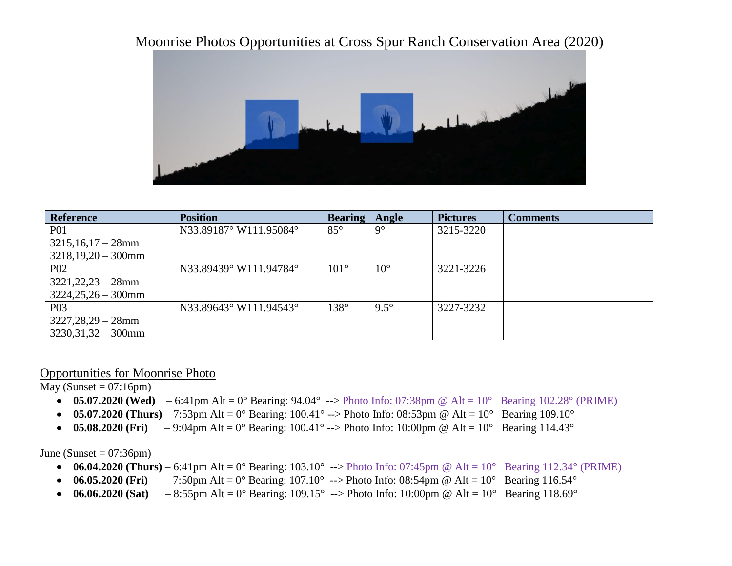# Moonrise Photos Opportunities at Cross Spur Ranch Conservation Area (2020)

| Reference | Position | Bearing | Angle | Pictures | Comments |
|---|---|---|---|---|---|
| P01<br>3215,16,17 – 28mm<br>3218,19,20 – 300mm | N33.89187° W111.95084° | 85° | 9° | 3215-3220 | |
| P02<br>3221,22,23 – 28mm<br>3224,25,26 – 300mm | N33.89439° W111.94784° | 101° | 10° | 3221-3226 | |
| P03<br>3227,28,29 – 28mm<br>3230,31,32 – 300mm | N33.89643° W111.94543° | 138° | 9.5° | 3227-3232 | |

## Opportunities for Moonrise Photo

May (Sunset = 07:16pm)

- **05.07.2020 (Wed)** – 6:41pm Alt = 0° Bearing: 94.04° --> Photo Info: 07:38pm @ Alt = 10° Bearing 102.28° (PRIME)
- **05.07.2020 (Thurs)** – 7:53pm Alt = 0° Bearing: 100.41° --> Photo Info: 08:53pm @ Alt = 10° Bearing 109.10°
- **05.08.2020 (Fri)** – 9:04pm Alt = 0° Bearing: 100.41° --> Photo Info: 10:00pm @ Alt = 10° Bearing 114.43°

June (Sunset = 07:36pm)

- **06.04.2020 (Thurs)** – 6:41pm Alt = 0° Bearing: 103.10° --> Photo Info: 07:45pm @ Alt = 10° Bearing 112.34° (PRIME)
- **06.05.2020 (Fri)** – 7:50pm Alt = 0° Bearing: 107.10° --> Photo Info: 08:54pm @ Alt = 10° Bearing 116.54°
- **06.06.2020 (Sat)** – 8:55pm Alt = 0° Bearing: 109.15° --> Photo Info: 10:00pm @ Alt = 10° Bearing 118.69°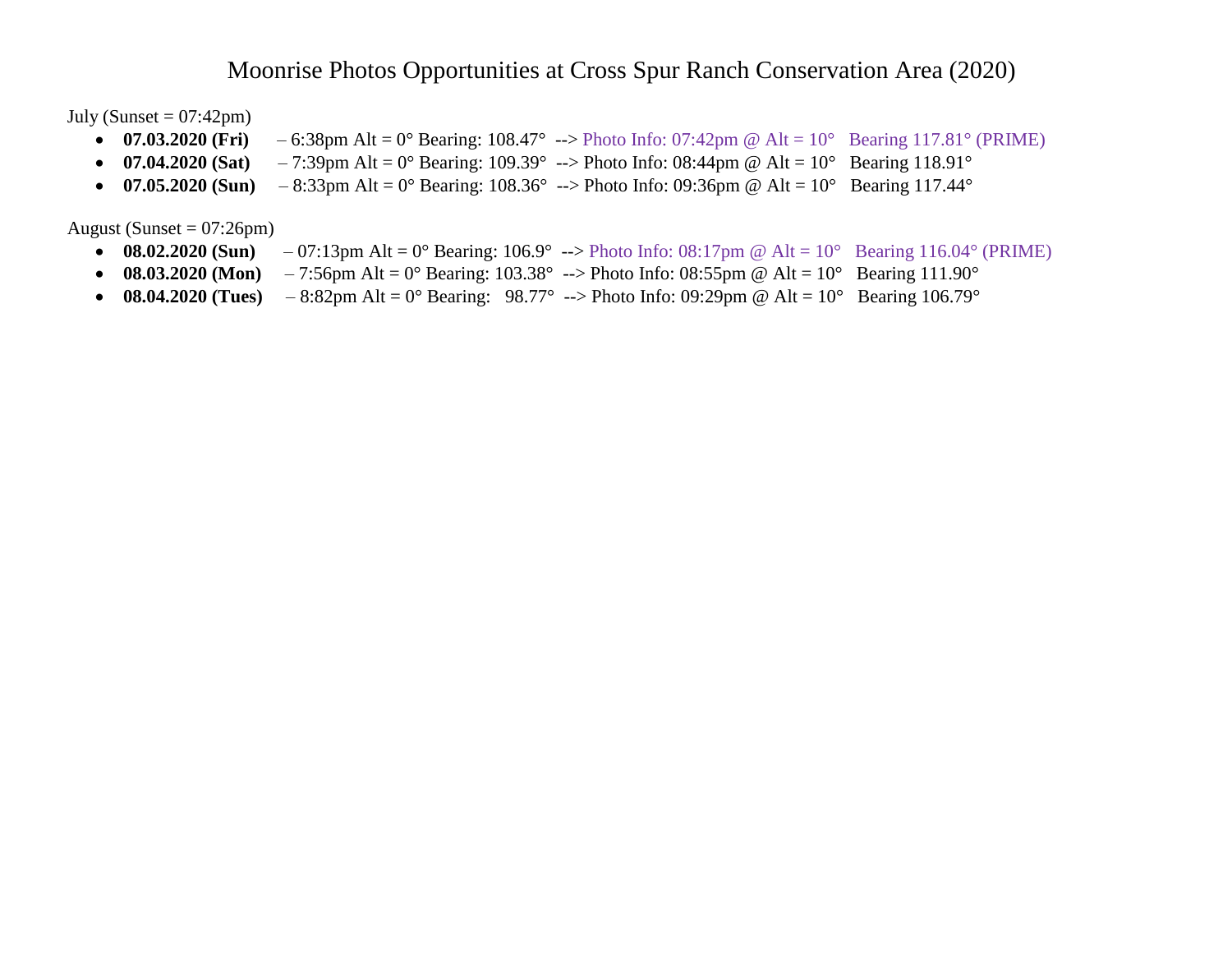# Moonrise Photos Opportunities at Cross Spur Ranch Conservation Area (2020)

July (Sunset = 07:42pm)

- **07.03.2020 (Fri)** – 6:38pm Alt = 0° Bearing: 108.47° --> Photo Info: 07:42pm @ Alt = 10° Bearing 117.81° (PRIME)
- **07.04.2020 (Sat)** – 7:39pm Alt = 0° Bearing: 109.39° --> Photo Info: 08:44pm @ Alt = 10° Bearing 118.91°
- **07.05.2020 (Sun)** – 8:33pm Alt = 0° Bearing: 108.36° --> Photo Info: 09:36pm @ Alt = 10° Bearing 117.44°

August (Sunset = 07:26pm)

- **08.02.2020 (Sun)** – 07:13pm Alt = 0° Bearing: 106.9° --> Photo Info: 08:17pm @ Alt = 10° Bearing 116.04° (PRIME)
- **08.03.2020 (Mon)** – 7:56pm Alt = 0° Bearing: 103.38° --> Photo Info: 08:55pm @ Alt = 10° Bearing 111.90°
- **08.04.2020 (Tues)** – 8:82pm Alt = 0° Bearing: 98.77° --> Photo Info: 09:29pm @ Alt = 10° Bearing 106.79°